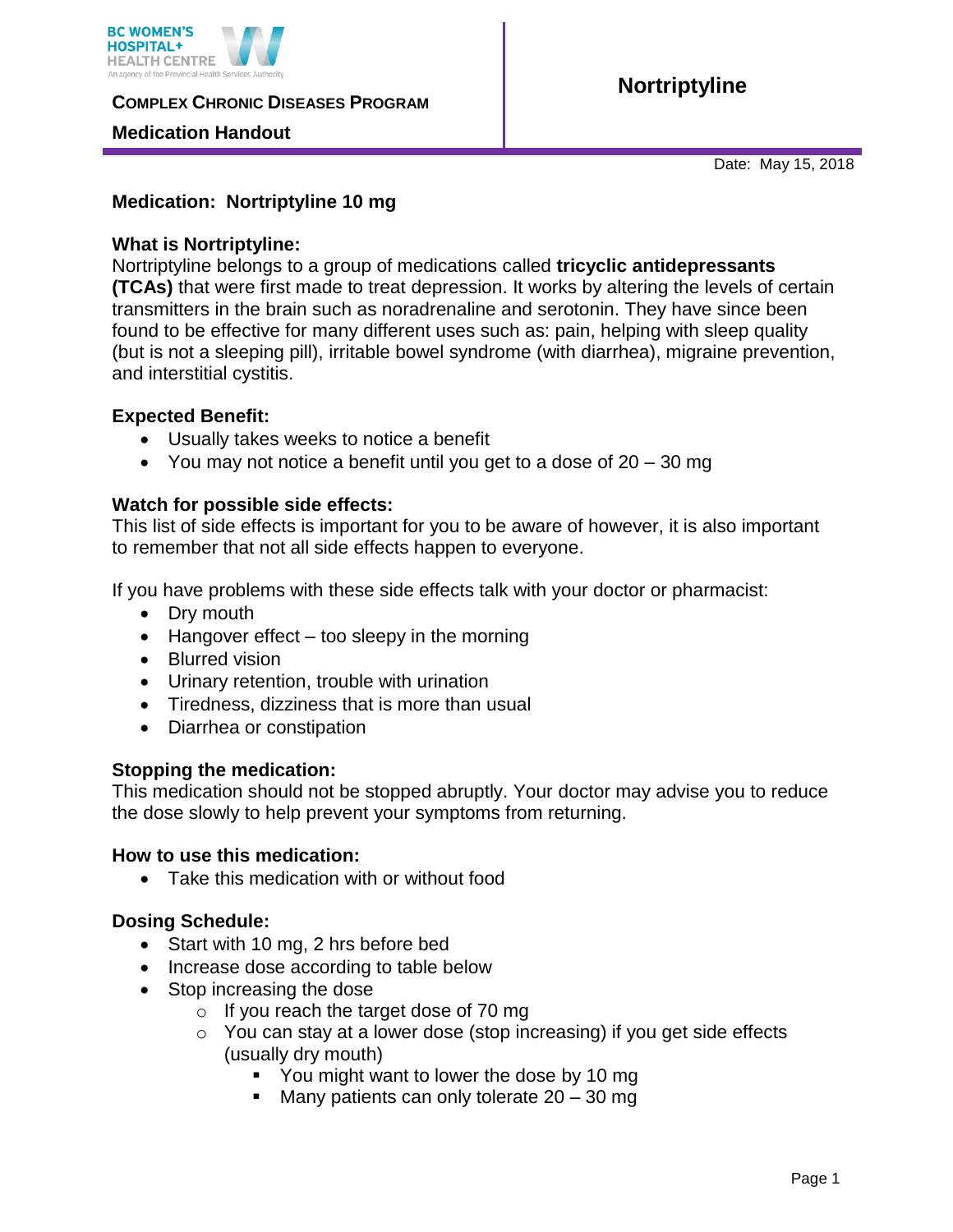BC WOMEN'S HOSPITAL+ HEALTH CENTRE
An agency of the Provincial Health Services Authority

**COMPLEX CHRONIC DISEASES PROGRAM**

**Medication Handout**

# Nortriptyline

Date: May 15, 2018

**Medication: Nortriptyline 10 mg**

### What is Nortriptyline:

Nortriptyline belongs to a group of medications called **tricyclic antidepressants (TCAs)** that were first made to treat depression. It works by altering the levels of certain transmitters in the brain such as noradrenaline and serotonin. They have since been found to be effective for many different uses such as: pain, helping with sleep quality (but is not a sleeping pill), irritable bowel syndrome (with diarrhea), migraine prevention, and interstitial cystitis.

### Expected Benefit:

- Usually takes weeks to notice a benefit
- You may not notice a benefit until you get to a dose of 20 – 30 mg

### Watch for possible side effects:

This list of side effects is important for you to be aware of however, it is also important to remember that not all side effects happen to everyone.

If you have problems with these side effects talk with your doctor or pharmacist:

- Dry mouth
- Hangover effect – too sleepy in the morning
- Blurred vision
- Urinary retention, trouble with urination
- Tiredness, dizziness that is more than usual
- Diarrhea or constipation

### Stopping the medication:

This medication should not be stopped abruptly. Your doctor may advise you to reduce the dose slowly to help prevent your symptoms from returning.

### How to use this medication:

- Take this medication with or without food

### Dosing Schedule:

- Start with 10 mg, 2 hrs before bed
- Increase dose according to table below
- Stop increasing the dose
  - If you reach the target dose of 70 mg
  - You can stay at a lower dose (stop increasing) if you get side effects (usually dry mouth)
    - You might want to lower the dose by 10 mg
    - Many patients can only tolerate 20 – 30 mg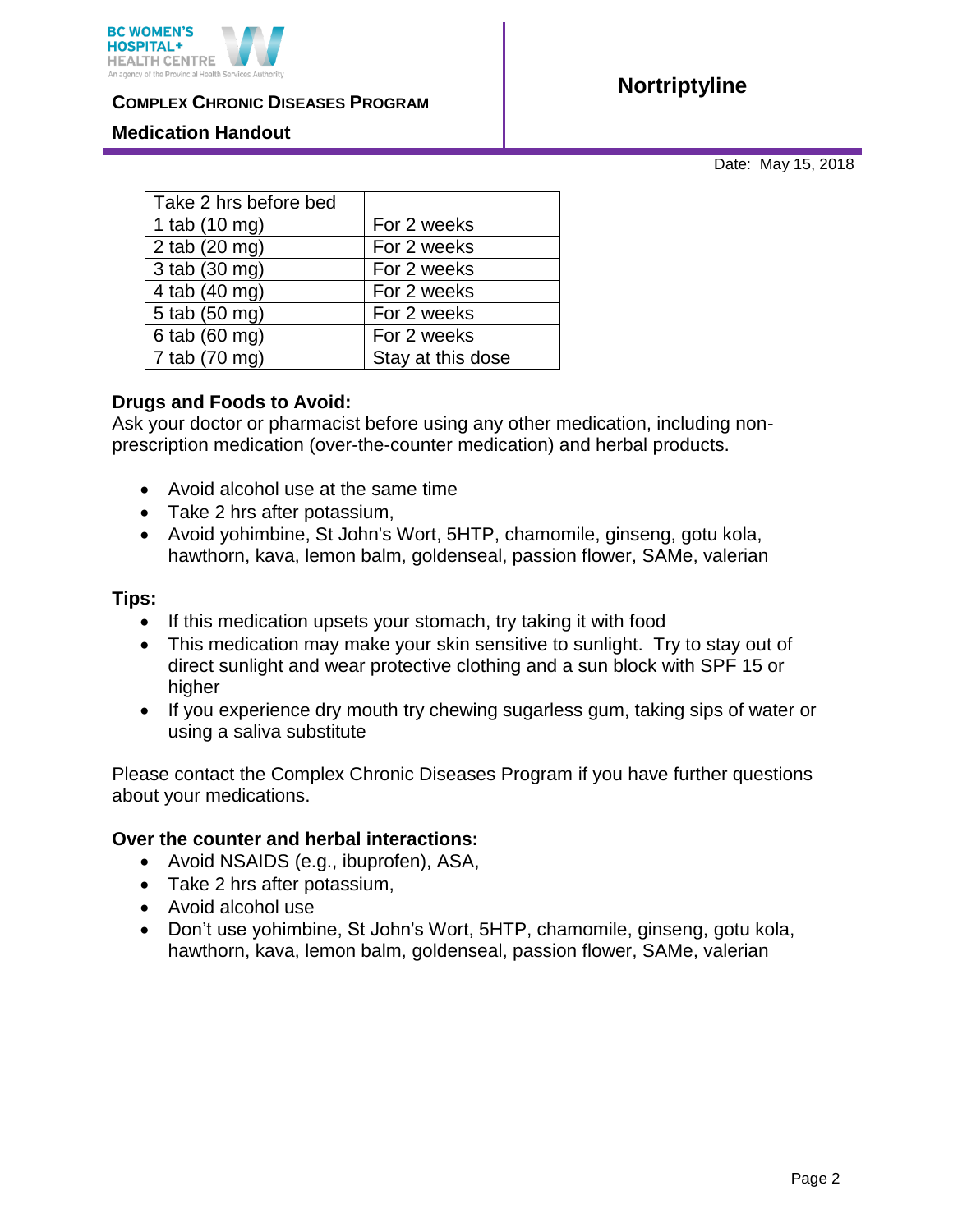**Complex Chronic Diseases Program**

**Medication Handout**

# Nortriptyline

Date: May 15, 2018

| Take 2 hrs before bed | |
|---|---|
| 1 tab (10 mg) | For 2 weeks |
| 2 tab (20 mg) | For 2 weeks |
| 3 tab (30 mg) | For 2 weeks |
| 4 tab (40 mg) | For 2 weeks |
| 5 tab (50 mg) | For 2 weeks |
| 6 tab (60 mg) | For 2 weeks |
| 7 tab (70 mg) | Stay at this dose |

**Drugs and Foods to Avoid:**

Ask your doctor or pharmacist before using any other medication, including non-prescription medication (over-the-counter medication) and herbal products.

- Avoid alcohol use at the same time
- Take 2 hrs after potassium,
- Avoid yohimbine, St John's Wort, 5HTP, chamomile, ginseng, gotu kola, hawthorn, kava, lemon balm, goldenseal, passion flower, SAMe, valerian

**Tips:**

- If this medication upsets your stomach, try taking it with food
- This medication may make your skin sensitive to sunlight. Try to stay out of direct sunlight and wear protective clothing and a sun block with SPF 15 or higher
- If you experience dry mouth try chewing sugarless gum, taking sips of water or using a saliva substitute

Please contact the Complex Chronic Diseases Program if you have further questions about your medications.

**Over the counter and herbal interactions:**

- Avoid NSAIDS (e.g., ibuprofen), ASA,
- Take 2 hrs after potassium,
- Avoid alcohol use
- Don't use yohimbine, St John's Wort, 5HTP, chamomile, ginseng, gotu kola, hawthorn, kava, lemon balm, goldenseal, passion flower, SAMe, valerian